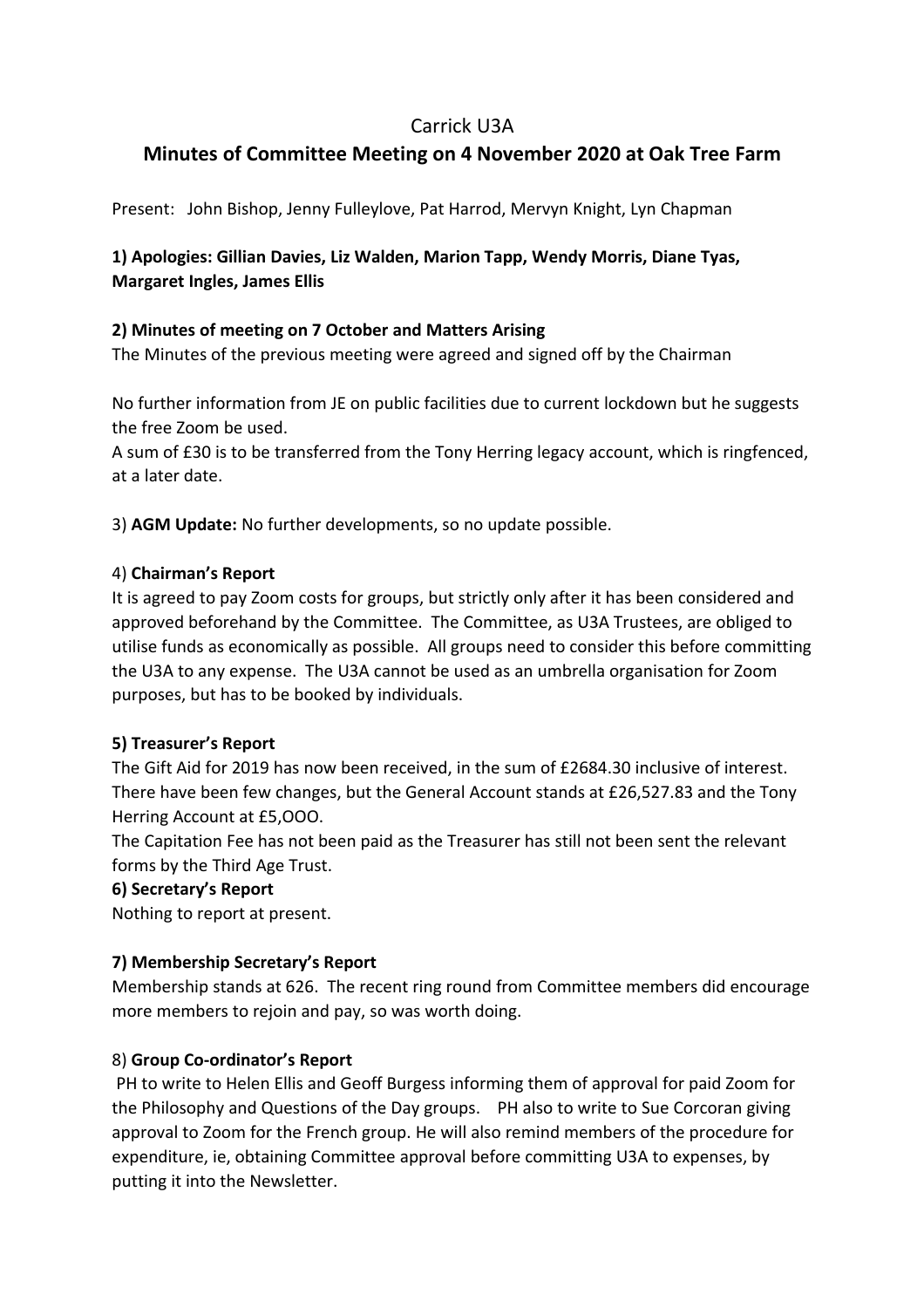Carrick U3A

## Minutes of Committee Meeting on 4 November 2020 at Oak Tree Farm

Present: John Bishop, Jenny Fulleylove, Pat Harrod, Mervyn Knight, Lyn Chapman

**1) Apologies: Gillian Davies, Liz Walden, Marion Tapp, Wendy Morris, Diane Tyas, Margaret Ingles, James Ellis**

**2) Minutes of meeting on 7 October and Matters Arising**

The Minutes of the previous meeting were agreed and signed off by the Chairman

No further information from JE on public facilities due to current lockdown but he suggests the free Zoom be used.

A sum of £30 is to be transferred from the Tony Herring legacy account, which is ringfenced, at a later date.

3) **AGM Update:** No further developments, so no update possible.

4) **Chairman's Report**

It is agreed to pay Zoom costs for groups, but strictly only after it has been considered and approved beforehand by the Committee. The Committee, as U3A Trustees, are obliged to utilise funds as economically as possible. All groups need to consider this before committing the U3A to any expense. The U3A cannot be used as an umbrella organisation for Zoom purposes, but has to be booked by individuals.

**5) Treasurer's Report**

The Gift Aid for 2019 has now been received, in the sum of £2684.30 inclusive of interest. There have been few changes, but the General Account stands at £26,527.83 and the Tony Herring Account at £5,OOO.

The Capitation Fee has not been paid as the Treasurer has still not been sent the relevant forms by the Third Age Trust.

**6) Secretary's Report**

Nothing to report at present.

**7) Membership Secretary's Report**

Membership stands at 626. The recent ring round from Committee members did encourage more members to rejoin and pay, so was worth doing.

8) **Group Co-ordinator's Report**

PH to write to Helen Ellis and Geoff Burgess informing them of approval for paid Zoom for the Philosophy and Questions of the Day groups. PH also to write to Sue Corcoran giving approval to Zoom for the French group. He will also remind members of the procedure for expenditure, ie, obtaining Committee approval before committing U3A to expenses, by putting it into the Newsletter.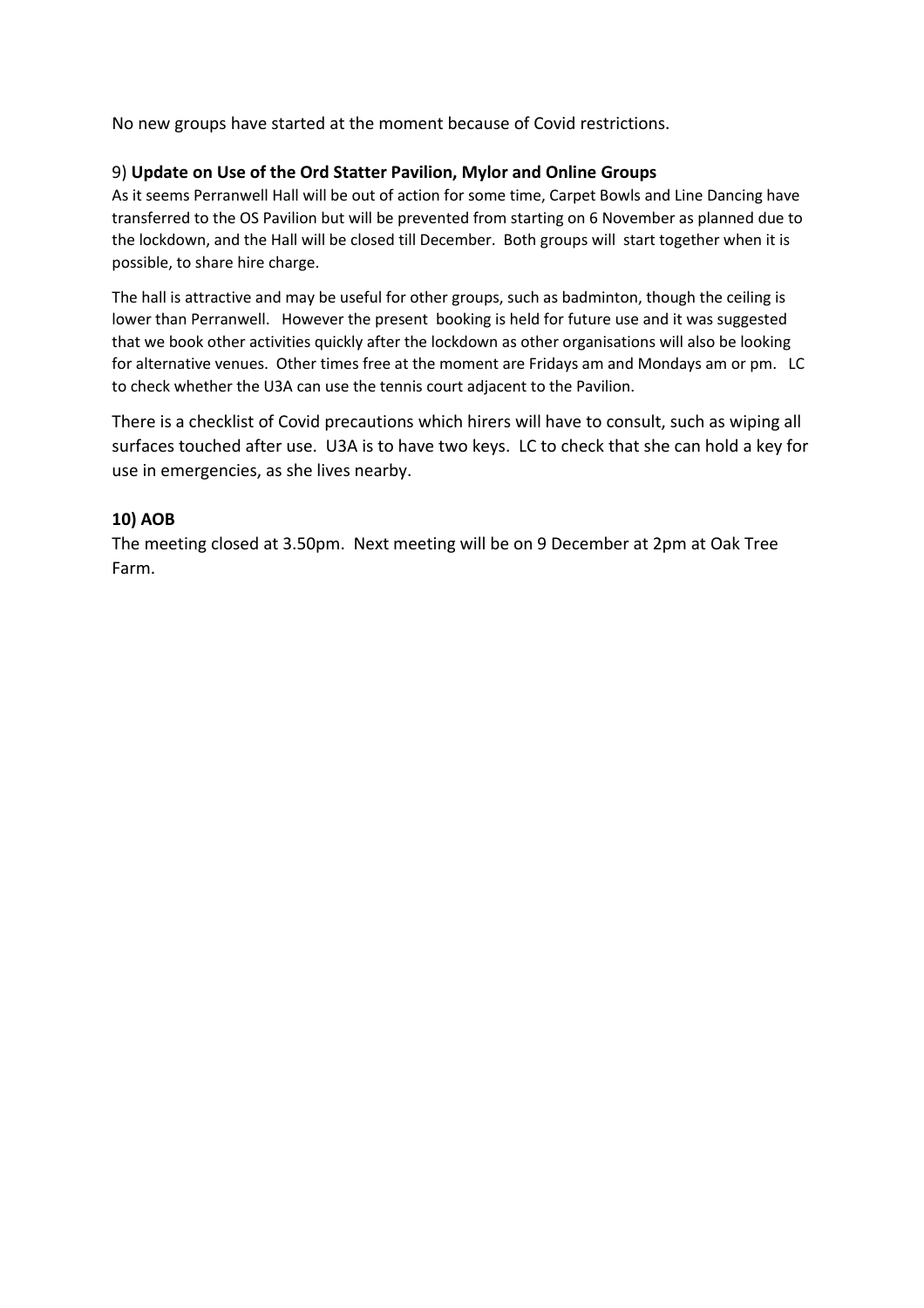No new groups have started at the moment because of Covid restrictions.

9) **Update on Use of the Ord Statter Pavilion, Mylor and Online Groups**

As it seems Perranwell Hall will be out of action for some time, Carpet Bowls and Line Dancing have transferred to the OS Pavilion but will be prevented from starting on 6 November as planned due to the lockdown, and the Hall will be closed till December. Both groups will start together when it is possible, to share hire charge.

The hall is attractive and may be useful for other groups, such as badminton, though the ceiling is lower than Perranwell. However the present booking is held for future use and it was suggested that we book other activities quickly after the lockdown as other organisations will also be looking for alternative venues. Other times free at the moment are Fridays am and Mondays am or pm. LC to check whether the U3A can use the tennis court adjacent to the Pavilion.

There is a checklist of Covid precautions which hirers will have to consult, such as wiping all surfaces touched after use. U3A is to have two keys. LC to check that she can hold a key for use in emergencies, as she lives nearby.

**10) AOB**

The meeting closed at 3.50pm. Next meeting will be on 9 December at 2pm at Oak Tree Farm.